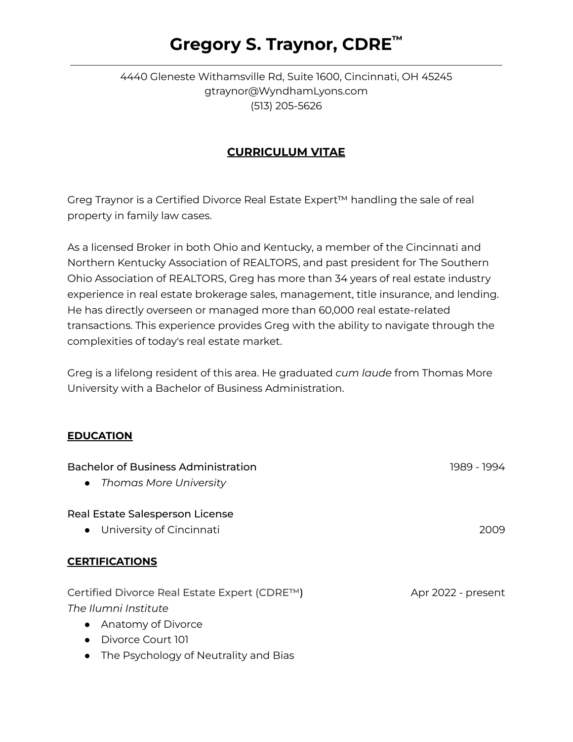# Gregory S. Traynor, CDRE™

4440 Gleneste Withamsville Rd, Suite 1600, Cincinnati, OH 45245
gtraynor@WyndhamLyons.com
(513) 205-5626

## CURRICULUM VITAE

Greg Traynor is a Certified Divorce Real Estate Expert™ handling the sale of real property in family law cases.

As a licensed Broker in both Ohio and Kentucky, a member of the Cincinnati and Northern Kentucky Association of REALTORS, and past president for The Southern Ohio Association of REALTORS, Greg has more than 34 years of real estate industry experience in real estate brokerage sales, management, title insurance, and lending. He has directly overseen or managed more than 60,000 real estate-related transactions. This experience provides Greg with the ability to navigate through the complexities of today's real estate market.

Greg is a lifelong resident of this area. He graduated *cum laude* from Thomas More University with a Bachelor of Business Administration.

### EDUCATION

Bachelor of Business Administration — 1989 - 1994

- *Thomas More University*

Real Estate Salesperson License

- University of Cincinnati — 2009

### CERTIFICATIONS

Certified Divorce Real Estate Expert (CDRE™) — Apr 2022 - present
*The Ilumni Institute*

- Anatomy of Divorce
- Divorce Court 101
- The Psychology of Neutrality and Bias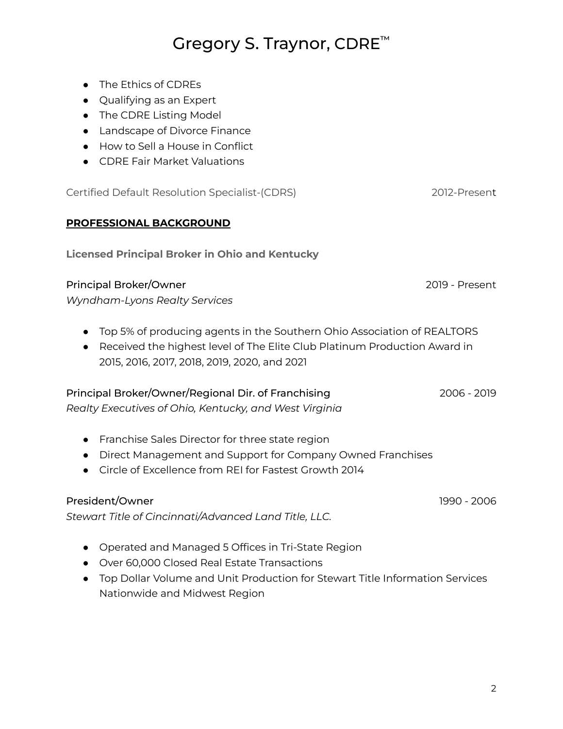- The Ethics of CDREs
- Qualifying as an Expert
- The CDRE Listing Model
- Landscape of Divorce Finance
- How to Sell a House in Conflict
- CDRE Fair Market Valuations

Certified Default Resolution Specialist-(CDRS) 2012-Present

## PROFESSIONAL BACKGROUND

**Licensed Principal Broker in Ohio and Kentucky**

Principal Broker/Owner 2019 - Present
*Wyndham-Lyons Realty Services*

- Top 5% of producing agents in the Southern Ohio Association of REALTORS
- Received the highest level of The Elite Club Platinum Production Award in 2015, 2016, 2017, 2018, 2019, 2020, and 2021

Principal Broker/Owner/Regional Dir. of Franchising 2006 - 2019
*Realty Executives of Ohio, Kentucky, and West Virginia*

- Franchise Sales Director for three state region
- Direct Management and Support for Company Owned Franchises
- Circle of Excellence from REI for Fastest Growth 2014

President/Owner 1990 - 2006
*Stewart Title of Cincinnati/Advanced Land Title, LLC.*

- Operated and Managed 5 Offices in Tri-State Region
- Over 60,000 Closed Real Estate Transactions
- Top Dollar Volume and Unit Production for Stewart Title Information Services Nationwide and Midwest Region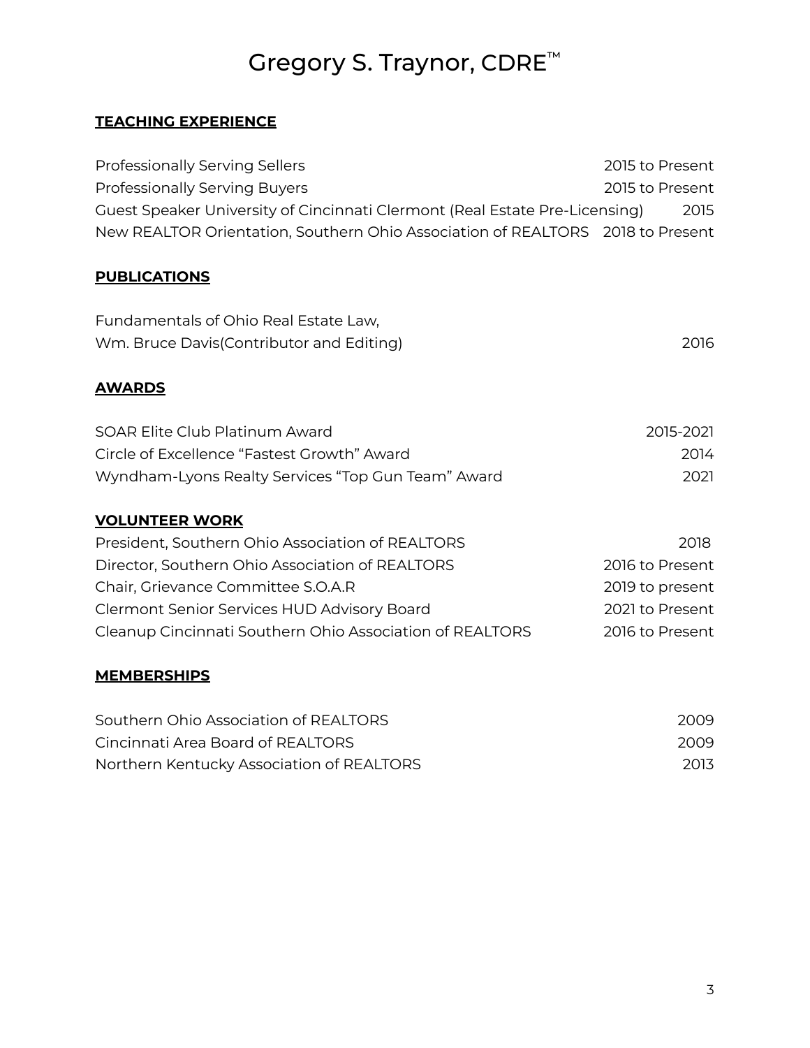# Gregory S. Traynor, CDRE™

## TEACHING EXPERIENCE

| | |
|---|---|
| Professionally Serving Sellers | 2015 to Present |
| Professionally Serving Buyers | 2015 to Present |
| Guest Speaker University of Cincinnati Clermont (Real Estate Pre-Licensing) | 2015 |
| New REALTOR Orientation, Southern Ohio Association of REALTORS | 2018 to Present |

## PUBLICATIONS

| | |
|---|---|
| Fundamentals of Ohio Real Estate Law, Wm. Bruce Davis(Contributor and Editing) | 2016 |

## AWARDS

| | |
|---|---|
| SOAR Elite Club Platinum Award | 2015-2021 |
| Circle of Excellence "Fastest Growth" Award | 2014 |
| Wyndham-Lyons Realty Services "Top Gun Team" Award | 2021 |

## VOLUNTEER WORK

| | |
|---|---|
| President, Southern Ohio Association of REALTORS | 2018 |
| Director, Southern Ohio Association of REALTORS | 2016 to Present |
| Chair, Grievance Committee S.O.A.R | 2019 to present |
| Clermont Senior Services HUD Advisory Board | 2021 to Present |
| Cleanup Cincinnati Southern Ohio Association of REALTORS | 2016 to Present |

## MEMBERSHIPS

| | |
|---|---|
| Southern Ohio Association of REALTORS | 2009 |
| Cincinnati Area Board of REALTORS | 2009 |
| Northern Kentucky Association of REALTORS | 2013 |